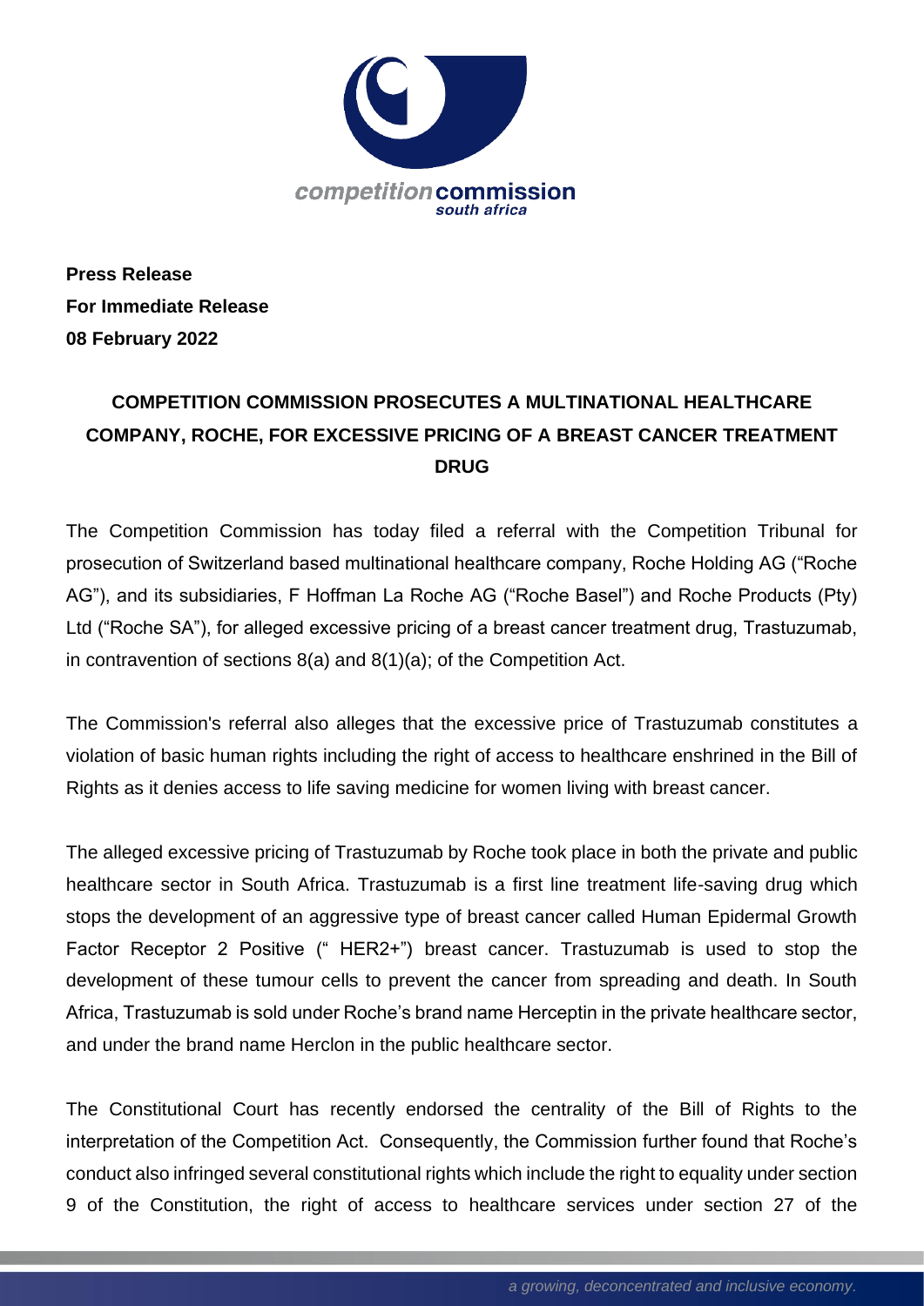**Press Release**
**For Immediate Release**
**08 February 2022**

# COMPETITION COMMISSION PROSECUTES A MULTINATIONAL HEALTHCARE COMPANY, ROCHE, FOR EXCESSIVE PRICING OF A BREAST CANCER TREATMENT DRUG

The Competition Commission has today filed a referral with the Competition Tribunal for prosecution of Switzerland based multinational healthcare company, Roche Holding AG ("Roche AG"), and its subsidiaries, F Hoffman La Roche AG ("Roche Basel") and Roche Products (Pty) Ltd ("Roche SA"), for alleged excessive pricing of a breast cancer treatment drug, Trastuzumab, in contravention of sections 8(a) and 8(1)(a); of the Competition Act.

The Commission's referral also alleges that the excessive price of Trastuzumab constitutes a violation of basic human rights including the right of access to healthcare enshrined in the Bill of Rights as it denies access to life saving medicine for women living with breast cancer.

The alleged excessive pricing of Trastuzumab by Roche took place in both the private and public healthcare sector in South Africa. Trastuzumab is a first line treatment life-saving drug which stops the development of an aggressive type of breast cancer called Human Epidermal Growth Factor Receptor 2 Positive (" HER2+") breast cancer. Trastuzumab is used to stop the development of these tumour cells to prevent the cancer from spreading and death. In South Africa, Trastuzumab is sold under Roche's brand name Herceptin in the private healthcare sector, and under the brand name Herclon in the public healthcare sector.

The Constitutional Court has recently endorsed the centrality of the Bill of Rights to the interpretation of the Competition Act. Consequently, the Commission further found that Roche's conduct also infringed several constitutional rights which include the right to equality under section 9 of the Constitution, the right of access to healthcare services under section 27 of the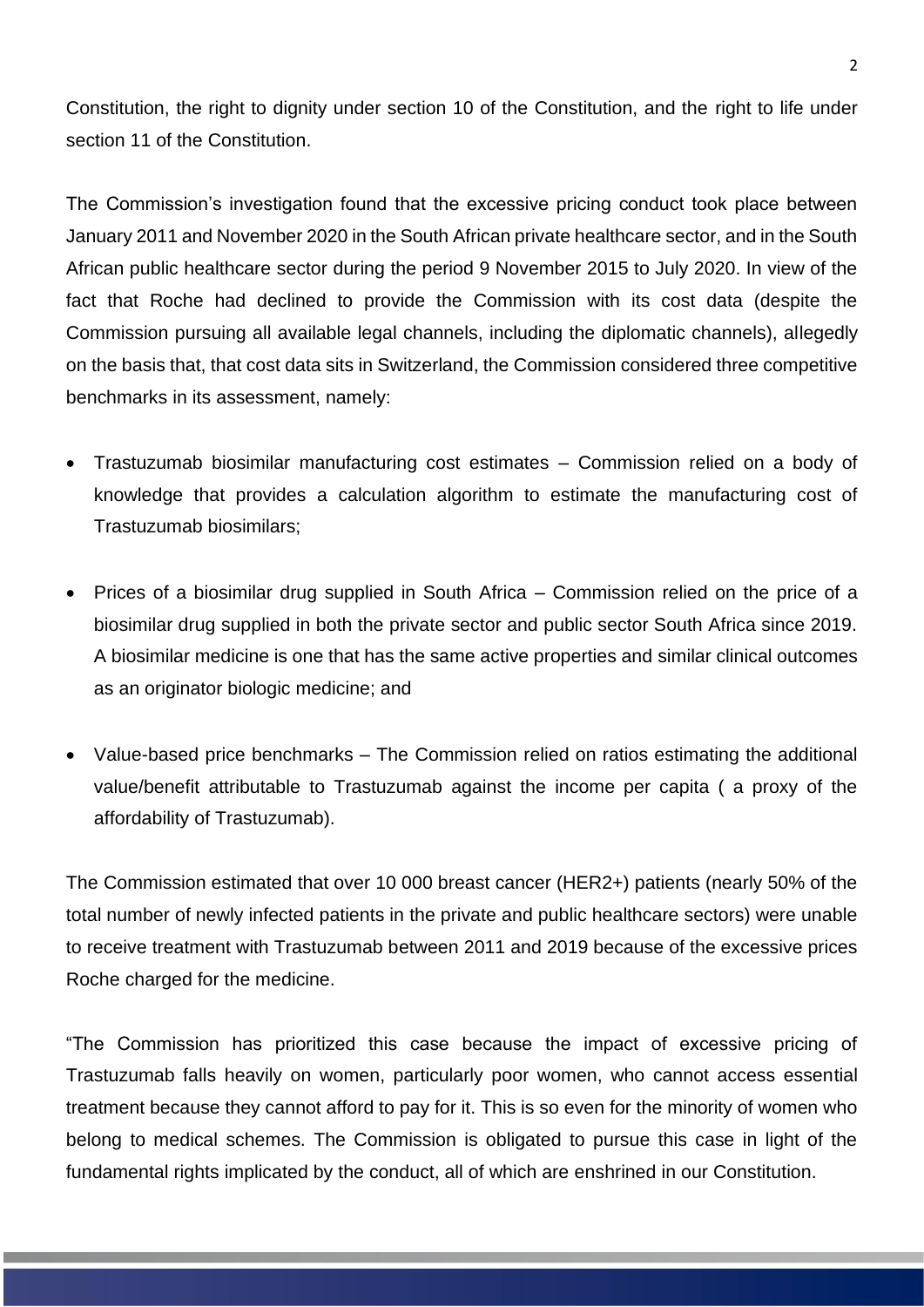Constitution, the right to dignity under section 10 of the Constitution, and the right to life under section 11 of the Constitution.

The Commission's investigation found that the excessive pricing conduct took place between January 2011 and November 2020 in the South African private healthcare sector, and in the South African public healthcare sector during the period 9 November 2015 to July 2020. In view of the fact that Roche had declined to provide the Commission with its cost data (despite the Commission pursuing all available legal channels, including the diplomatic channels), allegedly on the basis that, that cost data sits in Switzerland, the Commission considered three competitive benchmarks in its assessment, namely:

- Trastuzumab biosimilar manufacturing cost estimates – Commission relied on a body of knowledge that provides a calculation algorithm to estimate the manufacturing cost of Trastuzumab biosimilars;
- Prices of a biosimilar drug supplied in South Africa – Commission relied on the price of a biosimilar drug supplied in both the private sector and public sector South Africa since 2019. A biosimilar medicine is one that has the same active properties and similar clinical outcomes as an originator biologic medicine; and
- Value-based price benchmarks – The Commission relied on ratios estimating the additional value/benefit attributable to Trastuzumab against the income per capita ( a proxy of the affordability of Trastuzumab).

The Commission estimated that over 10 000 breast cancer (HER2+) patients (nearly 50% of the total number of newly infected patients in the private and public healthcare sectors) were unable to receive treatment with Trastuzumab between 2011 and 2019 because of the excessive prices Roche charged for the medicine.

"The Commission has prioritized this case because the impact of excessive pricing of Trastuzumab falls heavily on women, particularly poor women, who cannot access essential treatment because they cannot afford to pay for it. This is so even for the minority of women who belong to medical schemes. The Commission is obligated to pursue this case in light of the fundamental rights implicated by the conduct, all of which are enshrined in our Constitution.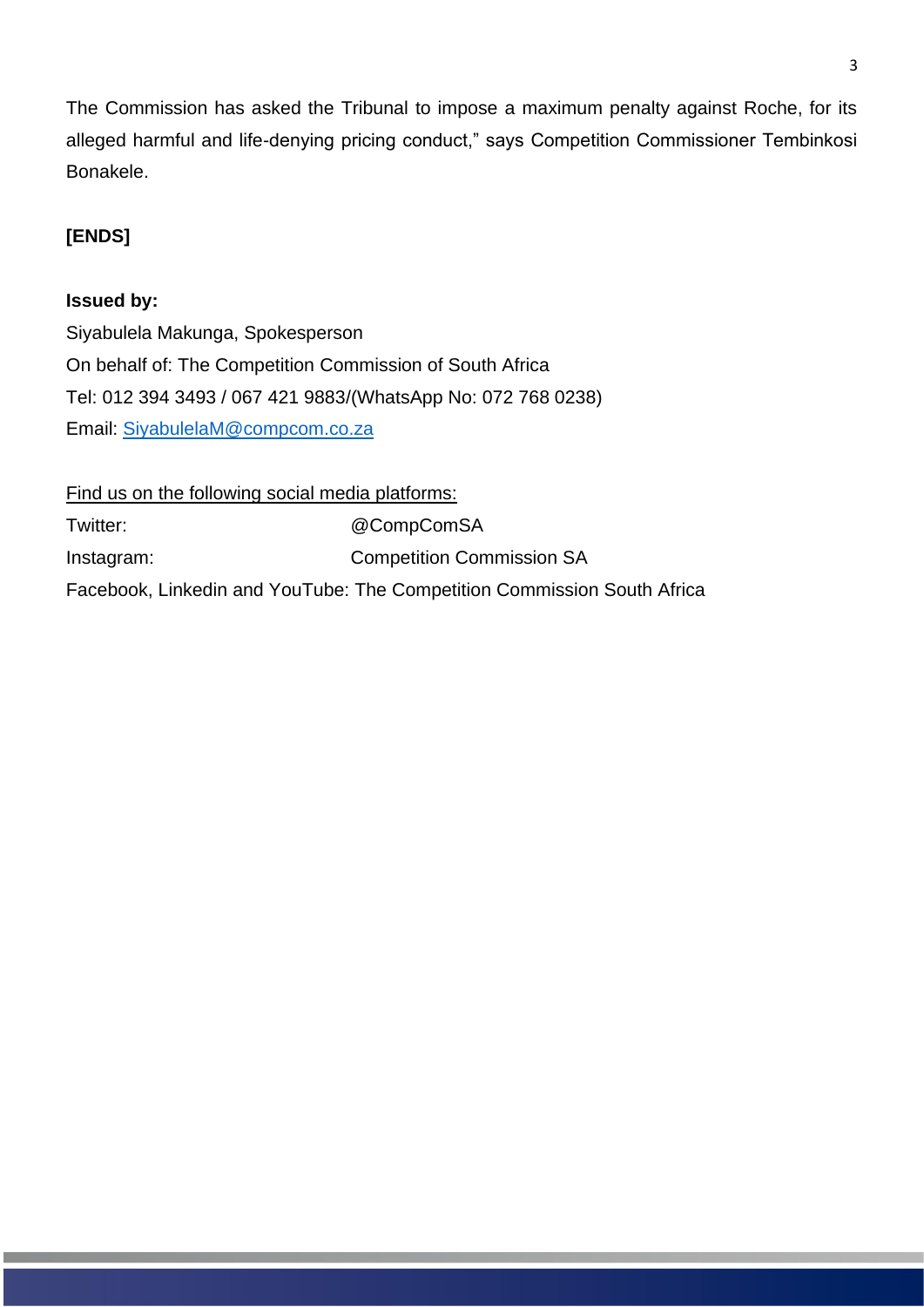The Commission has asked the Tribunal to impose a maximum penalty against Roche, for its alleged harmful and life-denying pricing conduct," says Competition Commissioner Tembinkosi Bonakele.

**[ENDS]**

**Issued by:**

Siyabulela Makunga, Spokesperson
On behalf of: The Competition Commission of South Africa
Tel: 012 394 3493 / 067 421 9883/(WhatsApp No: 072 768 0238)
Email: [SiyabulelaM@compcom.co.za](mailto:SiyabulelaM@compcom.co.za)

<u>Find us on the following social media platforms:</u>

Twitter: @CompComSA
Instagram: Competition Commission SA
Facebook, Linkedin and YouTube: The Competition Commission South Africa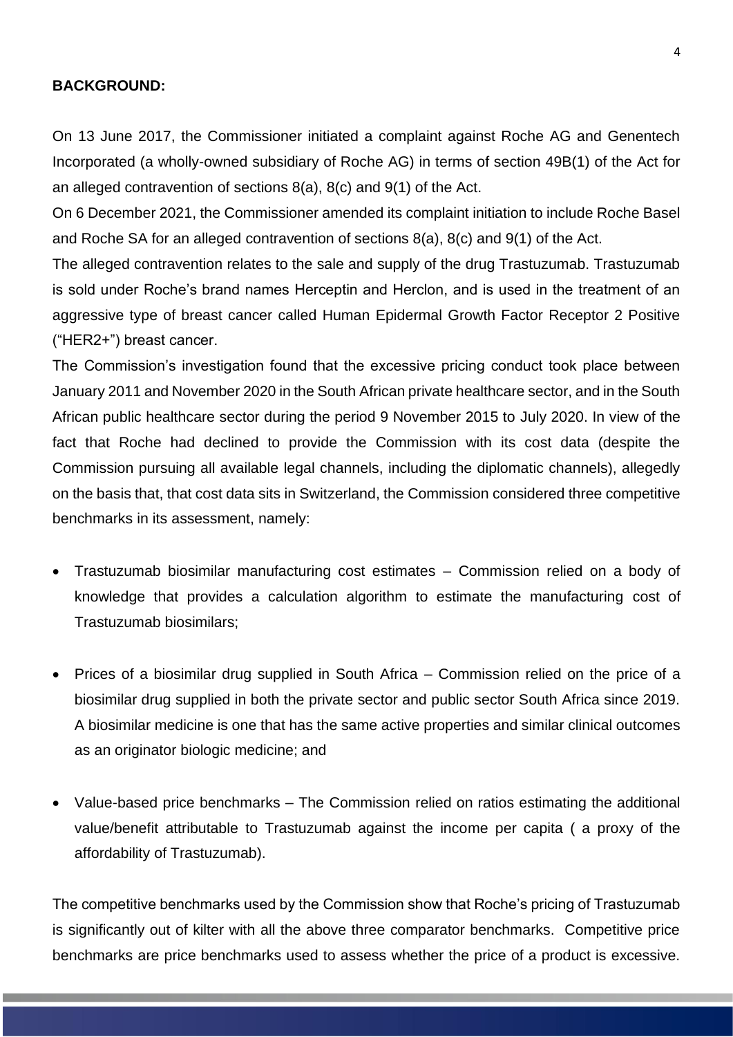**BACKGROUND:**

On 13 June 2017, the Commissioner initiated a complaint against Roche AG and Genentech Incorporated (a wholly-owned subsidiary of Roche AG) in terms of section 49B(1) of the Act for an alleged contravention of sections 8(a), 8(c) and 9(1) of the Act.

On 6 December 2021, the Commissioner amended its complaint initiation to include Roche Basel and Roche SA for an alleged contravention of sections 8(a), 8(c) and 9(1) of the Act.

The alleged contravention relates to the sale and supply of the drug Trastuzumab. Trastuzumab is sold under Roche's brand names Herceptin and Herclon, and is used in the treatment of an aggressive type of breast cancer called Human Epidermal Growth Factor Receptor 2 Positive ("HER2+") breast cancer.

The Commission's investigation found that the excessive pricing conduct took place between January 2011 and November 2020 in the South African private healthcare sector, and in the South African public healthcare sector during the period 9 November 2015 to July 2020. In view of the fact that Roche had declined to provide the Commission with its cost data (despite the Commission pursuing all available legal channels, including the diplomatic channels), allegedly on the basis that, that cost data sits in Switzerland, the Commission considered three competitive benchmarks in its assessment, namely:

- Trastuzumab biosimilar manufacturing cost estimates – Commission relied on a body of knowledge that provides a calculation algorithm to estimate the manufacturing cost of Trastuzumab biosimilars;

- Prices of a biosimilar drug supplied in South Africa – Commission relied on the price of a biosimilar drug supplied in both the private sector and public sector South Africa since 2019. A biosimilar medicine is one that has the same active properties and similar clinical outcomes as an originator biologic medicine; and

- Value-based price benchmarks – The Commission relied on ratios estimating the additional value/benefit attributable to Trastuzumab against the income per capita ( a proxy of the affordability of Trastuzumab).

The competitive benchmarks used by the Commission show that Roche's pricing of Trastuzumab is significantly out of kilter with all the above three comparator benchmarks. Competitive price benchmarks are price benchmarks used to assess whether the price of a product is excessive.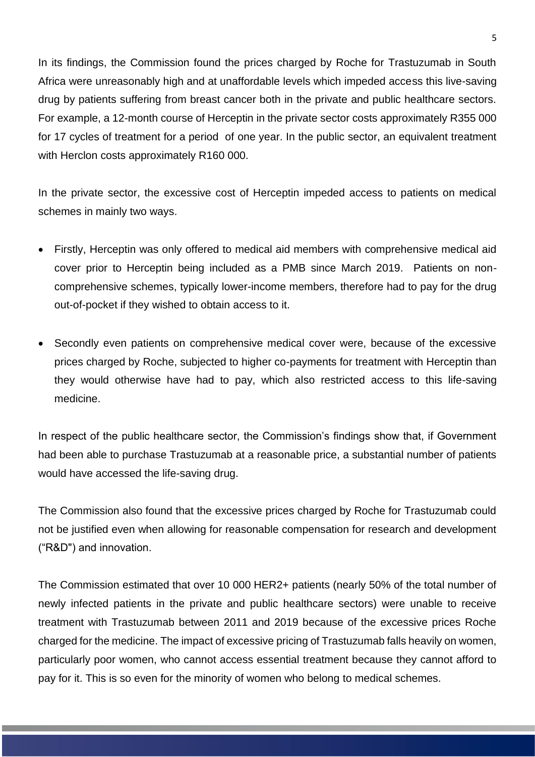In its findings, the Commission found the prices charged by Roche for Trastuzumab in South Africa were unreasonably high and at unaffordable levels which impeded access this live-saving drug by patients suffering from breast cancer both in the private and public healthcare sectors. For example, a 12-month course of Herceptin in the private sector costs approximately R355 000 for 17 cycles of treatment for a period of one year. In the public sector, an equivalent treatment with Herclon costs approximately R160 000.

In the private sector, the excessive cost of Herceptin impeded access to patients on medical schemes in mainly two ways.

- Firstly, Herceptin was only offered to medical aid members with comprehensive medical aid cover prior to Herceptin being included as a PMB since March 2019. Patients on non-comprehensive schemes, typically lower-income members, therefore had to pay for the drug out-of-pocket if they wished to obtain access to it.

- Secondly even patients on comprehensive medical cover were, because of the excessive prices charged by Roche, subjected to higher co-payments for treatment with Herceptin than they would otherwise have had to pay, which also restricted access to this life-saving medicine.

In respect of the public healthcare sector, the Commission's findings show that, if Government had been able to purchase Trastuzumab at a reasonable price, a substantial number of patients would have accessed the life-saving drug.

The Commission also found that the excessive prices charged by Roche for Trastuzumab could not be justified even when allowing for reasonable compensation for research and development ("R&D") and innovation.

The Commission estimated that over 10 000 HER2+ patients (nearly 50% of the total number of newly infected patients in the private and public healthcare sectors) were unable to receive treatment with Trastuzumab between 2011 and 2019 because of the excessive prices Roche charged for the medicine. The impact of excessive pricing of Trastuzumab falls heavily on women, particularly poor women, who cannot access essential treatment because they cannot afford to pay for it. This is so even for the minority of women who belong to medical schemes.